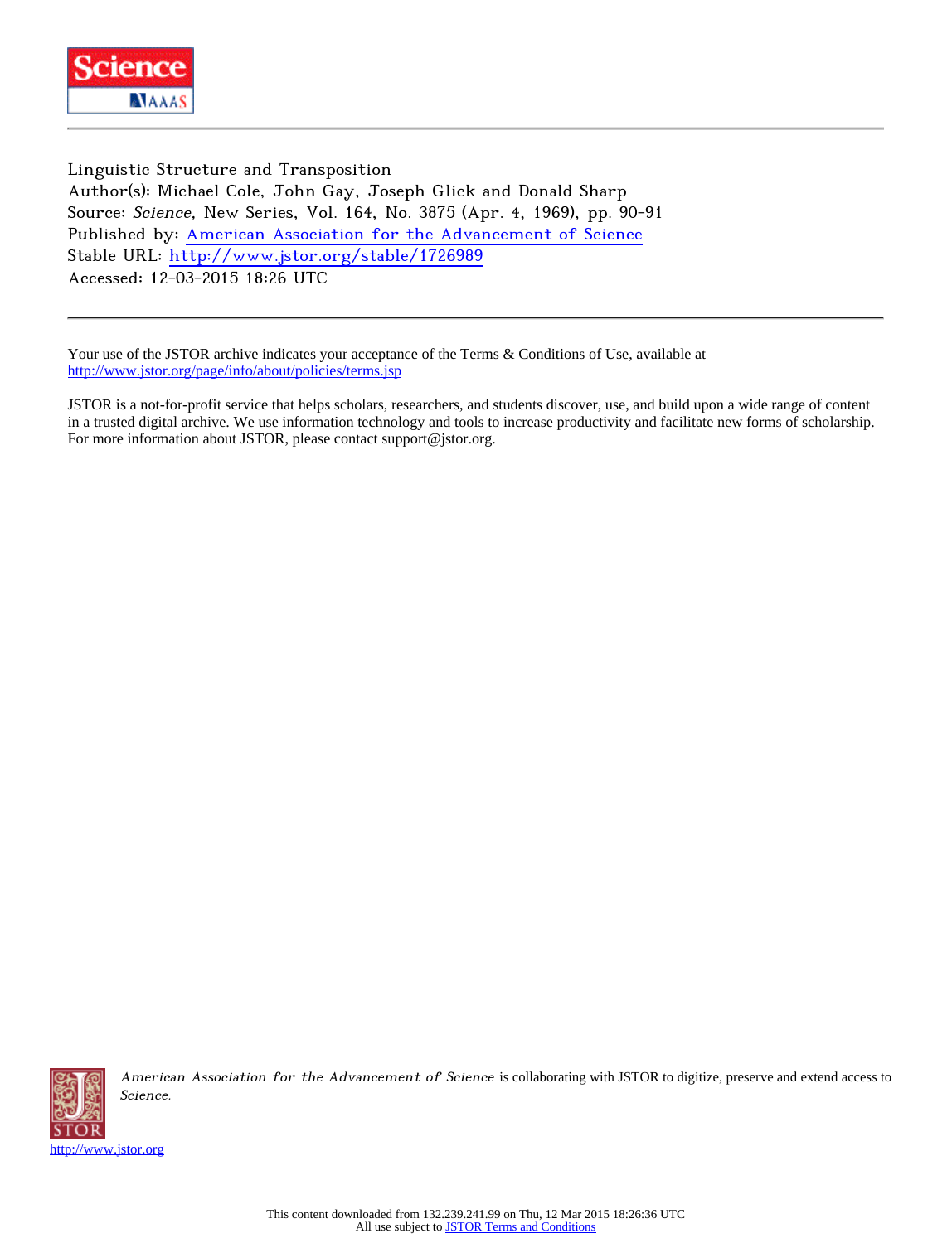Linguistic Structure and Transposition

Author(s): Michael Cole, John Gay, Joseph Glick and Donald Sharp

Source: *Science*, New Series, Vol. 164, No. 3875 (Apr. 4, 1969), pp. 90-91

Published by: American Association for the Advancement of Science

Stable URL: http://www.jstor.org/stable/1726989

Accessed: 12-03-2015 18:26 UTC

Your use of the JSTOR archive indicates your acceptance of the Terms & Conditions of Use, available at http://www.jstor.org/page/info/about/policies/terms.jsp

JSTOR is a not-for-profit service that helps scholars, researchers, and students discover, use, and build upon a wide range of content in a trusted digital archive. We use information technology and tools to increase productivity and facilitate new forms of scholarship. For more information about JSTOR, please contact support@jstor.org.

*American Association for the Advancement of Science* is collaborating with JSTOR to digitize, preserve and extend access to *Science*.

http://www.jstor.org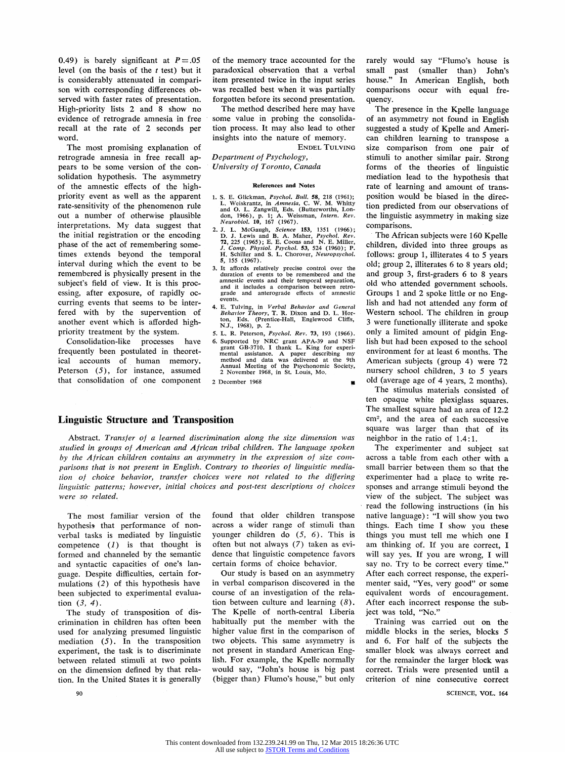0.49) is barely significant at $P = .05$ level (on the basis of the $t$ test) but it is considerably attenuated in comparison with corresponding differences observed with faster rates of presentation. High-priority lists 2 and 8 show no evidence of retrograde amnesia in free recall at the rate of 2 seconds per word.

The most promising explanation of retrograde amnesia in free recall appears to be some version of the consolidation hypothesis. The asymmetry of the amnestic effects of the high-priority event as well as the apparent rate-sensitivity of the phenomenon rule out a number of otherwise plausible interpretations. My data suggest that the initial registration or the encoding phase of the act of remembering sometimes extends beyond the temporal interval during which the event to be remembered is physically present in the subject's field of view. It is this processing, after exposure, of rapidly occurring events that seems to be interfered with by the supervention of another event which is afforded high-priority treatment by the system.

Consolidation-like processes have frequently been postulated in theoretical accounts of human memory. Peterson (5), for instance, assumed that consolidation of one component of the memory trace accounted for the paradoxical observation that a verbal item presented twice in the input series was recalled best when it was partially forgotten before its second presentation.

The method described here may have some value in probing the consolidation process. It may also lead to other insights into the nature of memory.

ENDEL TULVING

*Department of Psychology,*
*University of Toronto, Canada*

#### References and Notes

1. S. E. Glickman, *Psychol. Bull.* **58**, 218 (1961); L. Weiskrantz, in *Amnesia*, C. W. M. Whitty and O. L. Zangwill, Eds. (Butterworths, London, 1966), p. 1; A. Weissman, *Intern. Rev. Neurobiol.* **10**, 167 (1967).
2. J. L. McGaugh, *Science* **153**, 1351 (1966); D. J. Lewis and B. A. Maher, *Psychol. Rev.* **72**, 225 (1965); E. E. Coons and N. E. Miller, *J. Comp. Physiol. Psychol.* **53**, 524 (1960); P. H. Schiller and S. L. Chorover, *Neuropsychol.* **5**, 155 (1967).
3. It affords relatively precise control over the duration of events to be remembered and the amnestic events and their temporal separation, and it includes a comparison between retrograde and anterograde effects of amnestic events.
4. E. Tulving, in *Verbal Behavior and General Behavior Theory*, T. R. Dixon and D. L. Horton, Eds. (Prentice-Hall, Englewood Cliffs, N.J., 1968), p. 2.
5. L. R. Peterson, *Psychol. Rev.* **73**, 193 (1966).
6. Supported by NRC grant APA-39 and NSF grant GB-3710. I thank L. King for experimental assistance. A paper describing my method and data was delivered at the 9th Annual Meeting of the Psychonomic Society, 2 November 1968, in St. Louis, Mo.

2 December 1968

## Linguistic Structure and Transposition

*Abstract.* *Transfer of a learned discrimination along the size dimension was studied in groups of American and African tribal children. The language spoken by the African children contains an asymmetry in the expression of size comparisons that is not present in English. Contrary to theories of linguistic mediation of choice behavior, transfer choices were not related to the differing linguistic patterns; however, initial choices and post-test descriptions of choices were so related.*

The most familiar version of the hypothesis that performance of nonverbal tasks is mediated by linguistic competence (1) is that thought is formed and channeled by the semantic and syntactic capacities of one's language. Despite difficulties, certain formulations (2) of this hypothesis have been subjected to experimental evaluation (3, 4).

The study of transposition of discrimination in children has often been used for analyzing presumed linguistic mediation (5). In the transposition experiment, the task is to discriminate between related stimuli at two points on the dimension defined by that relation. In the United States it is generally found that older children transpose across a wider range of stimuli than younger children do (5, 6). This is often but not always (7) taken as evidence that linguistic competence favors certain forms of choice behavior.

Our study is based on an asymmetry in verbal comparison discovered in the course of an investigation of the relation between culture and learning (8). The Kpelle of north-central Liberia habitually put the member with the higher value first in the comparison of two objects. This same asymmetry is not present in standard American English. For example, the Kpelle normally would say, "John's house is big past (bigger than) Flumo's house," but only rarely would say "Flumo's house is small past (smaller than) John's house." In American English, both comparisons occur with equal frequency.

The presence in the Kpelle language of an asymmetry not found in English suggested a study of Kpelle and American children learning to transpose a size comparison from one pair of stimuli to another similar pair. Strong forms of the theories of linguistic mediation lead to the hypothesis that rate of learning and amount of transposition would be biased in the direction predicted from our observations of the linguistic asymmetry in making size comparisons.

The African subjects were 160 Kpelle children, divided into three groups as follows: group 1, illiterates 4 to 5 years old; group 2, illiterates 6 to 8 years old; and group 3, first-graders 6 to 8 years old who attended government schools. Groups 1 and 2 spoke little or no English and had not attended any form of Western school. The children in group 3 were functionally illiterate and spoke only a limited amount of pidgin English but had been exposed to the school environment for at least 6 months. The American subjects (group 4) were 72 nursery school children, 3 to 5 years old (average age of 4 years, 2 months).

The stimulus materials consisted of ten opaque white plexiglass squares. The smallest square had an area of 12.2 cm², and the area of each successive square was larger than that of its neighbor in the ratio of 1.4:1.

The experimenter and subject sat across a table from each other with a small barrier between them so that the experimenter had a place to write responses and arrange stimuli beyond the view of the subject. The subject was read the following instructions (in his native language): "I will show you two things. Each time I show you these things you must tell me which one I am thinking of. If you are correct, I will say yes. If you are wrong, I will say no. Try to be correct every time." After each correct response, the experimenter said, "Yes, very good" or some equivalent words of encouragement. After each incorrect response the subject was told, "No."

Training was carried out on the middle blocks in the series, blocks 5 and 6. For half of the subjects the smaller block was always correct and for the remainder the larger block was correct. Trials were presented until a criterion of nine consecutive correct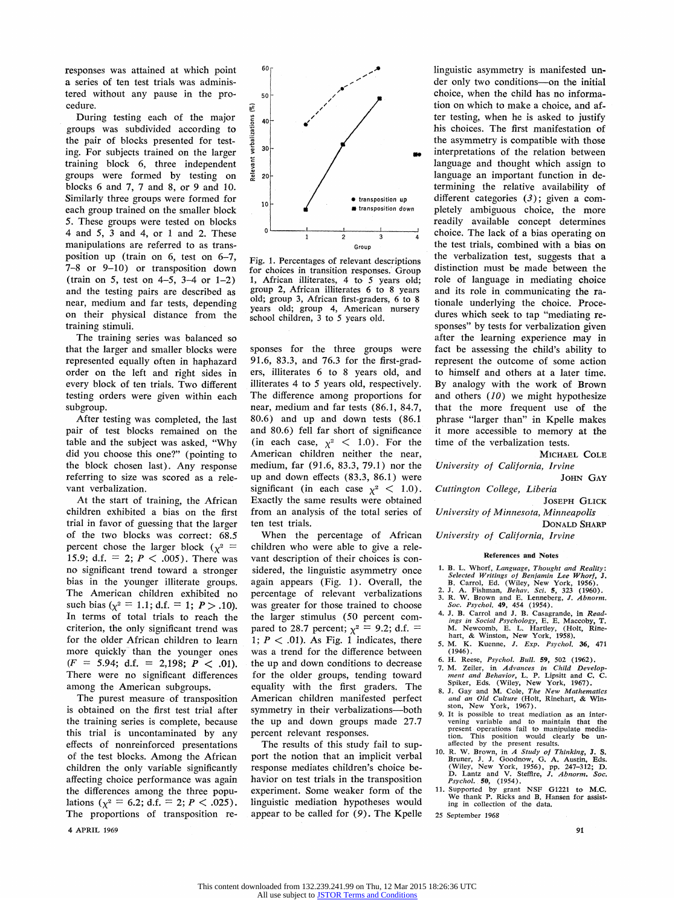responses was attained at which point a series of ten test trials was administered without any pause in the procedure.

During testing each of the major groups was subdivided according to the pair of blocks presented for testing. For subjects trained on the larger training block 6, three independent groups were formed by testing on blocks 6 and 7, 7 and 8, or 9 and 10. Similarly three groups were formed for each group trained on the smaller block 5. These groups were tested on blocks 4 and 5, 3 and 4, or 1 and 2. These manipulations are referred to as transposition up (train on 6, test on 6–7, 7–8 or 9–10) or transposition down (train on 5, test on 4–5, 3–4 or 1–2) and the testing pairs are described as near, medium and far tests, depending on their physical distance from the training stimuli.

The training series was balanced so that the larger and smaller blocks were represented equally often in haphazard order on the left and right sides in every block of ten trials. Two different testing orders were given within each subgroup.

After testing was completed, the last pair of test blocks remained on the table and the subject was asked, "Why did you choose this one?" (pointing to the block chosen last). Any response referring to size was scored as a relevant verbalization.

At the start of training, the African children exhibited a bias on the first trial in favor of guessing that the larger of the two blocks was correct: 68.5 percent chose the larger block ($\chi^2 = 15.9$; d.f. = 2; $P < .005$). There was no significant trend toward a stronger bias in the younger illiterate groups. The American children exhibited no such bias ($\chi^2 = 1.1$; d.f. = 1; $P > .10$). In terms of total trials to reach the criterion, the only significant trend was for the older African children to learn more quickly than the younger ones ($F = 5.94$; d.f. = 2,198; $P < .01$). There were no significant differences among the American subgroups.

The purest measure of transposition is obtained on the first test trial after the training series is complete, because this trial is uncontaminated by any effects of nonreinforced presentations of the test blocks. Among the African children the only variable significantly affecting choice performance was again the differences among the three populations ($\chi^2 = 6.2$; d.f. = 2; $P < .025$). The proportions of transposition responses for the three groups were 91.6, 83.3, and 76.3 for the first-graders, illiterates 6 to 8 years old, and illiterates 4 to 5 years old, respectively. The difference among proportions for near, medium and far tests (86.1, 84.7, 80.6) and up and down tests (86.1 and 80.6) fell far short of significance (in each case, $\chi^2 < 1.0$). For the American children neither the near, medium, far (91.6, 83.3, 79.1) nor the up and down effects (83.3, 86.1) were significant (in each case $\chi^2 < 1.0$). Exactly the same results were obtained from an analysis of the total series of ten test trials.

When the percentage of African children who were able to give a relevant description of their choices is considered, the linguistic asymmetry once again appears (Fig. 1). Overall, the percentage of relevant verbalizations was greater for those trained to choose the larger stimulus (50 percent compared to 28.7 percent; $\chi^2 = 9.2$; d.f. = 1; $P < .01$). As Fig. 1 indicates, there was a trend for the difference between the up and down conditions to decrease for the older groups, tending toward equality with the first graders. The American children manifested perfect symmetry in their verbalizations—both the up and down groups made 27.7 percent relevant responses.

Relevant verbalizations (%)
60
50
40
30
20
10
0
1 2 3 4
Group
● transposition up
■ transposition down

Fig. 1. Percentages of relevant descriptions for choices in transition responses. Group 1, African illiterates, 4 to 5 years old; group 2, African illiterates 6 to 8 years old; group 3, African first-graders, 6 to 8 years old; group 4, American nursery school children, 3 to 5 years old.

The results of this study fail to support the notion that an implicit verbal response mediates children's choice behavior on test trials in the transposition experiment. Some weaker form of the linguistic mediation hypotheses would appear to be called for (*9*). The Kpelle linguistic asymmetry is manifested under only two conditions—on the initial choice, when the child has no information on which to make a choice, and after testing, when he is asked to justify his choices. The first manifestation of the asymmetry is compatible with those interpretations of the relation between language and thought which assign to language an important function in determining the relative availability of different categories (*3*); given a completely ambiguous choice, the more readily available concept determines choice. The lack of a bias operating on the test trials, combined with a bias on the verbalization test, suggests that a distinction must be made between the role of language in mediating choice and its role in communicating the rationale underlying the choice. Procedures which seek to tap "mediating responses" by tests for verbalization given after the learning experience may in fact be assessing the child's ability to represent the outcome of some action to himself and others at a later time. By analogy with the work of Brown and others (*10*) we might hypothesize that the more frequent use of the phrase "larger than" in Kpelle makes it more accessible to memory at the time of the verbalization tests.

MICHAEL COLE
*University of California, Irvine*

JOHN GAY
*Cuttington College, Liberia*

JOSEPH GLICK
*University of Minnesota, Minneapolis*

DONALD SHARP
*University of California, Irvine*

### References and Notes

1. B. L. Whorf, *Language, Thought and Reality: Selected Writings of Benjamin Lee Whorf*, J. B. Carrol, Ed. (Wiley, New York, 1956).
2. J. A. Fishman, *Behav. Sci.* **5**, 323 (1960).
3. R. W. Brown and E. Lenneberg, *J. Abnorm. Soc. Psychol.* **49**, 454 (1954).
4. J. B. Carrol and J. B. Casagrande, in *Readings in Social Psychology*, E. E. Maccoby, T. M. Newcomb, E. L. Hartley, (Holt, Rinehart, & Winston, New York, 1958).
5. M. K. Kuenne, *J. Exp. Psychol.* **36**, 471 (1946).
6. H. Reese, *Psychol. Bull.* **59**, 502 (1962).
7. M. Zeiler, in *Advances in Child Development and Behavior*, L. P. Lipsitt and C. C. Spiker, Eds. (Wiley, New York, 1967).
8. J. Gay and M. Cole, *The New Mathematics and an Old Culture* (Holt, Rinehart, & Winston, New York, 1967).
9. It is possible to treat mediation as an intervening variable and to maintain that the present operations fail to manipulate mediation. This position would clearly be unaffected by the present results.
10. R. W. Brown, in *A Study of Thinking*, J. S. Bruner, J. J. Goodnow, G. A. Austin, Eds. (Wiley, New York, 1956), pp. 247–312; D. D. Lantz and V. Steffire, *J. Abnorm. Soc. Psychol.* **50**, (1954).
11. Supported by grant NSF G1221 to M.C. We thank P. Ricks and B. Hansen for assisting in collection of the data.

25 September 1968